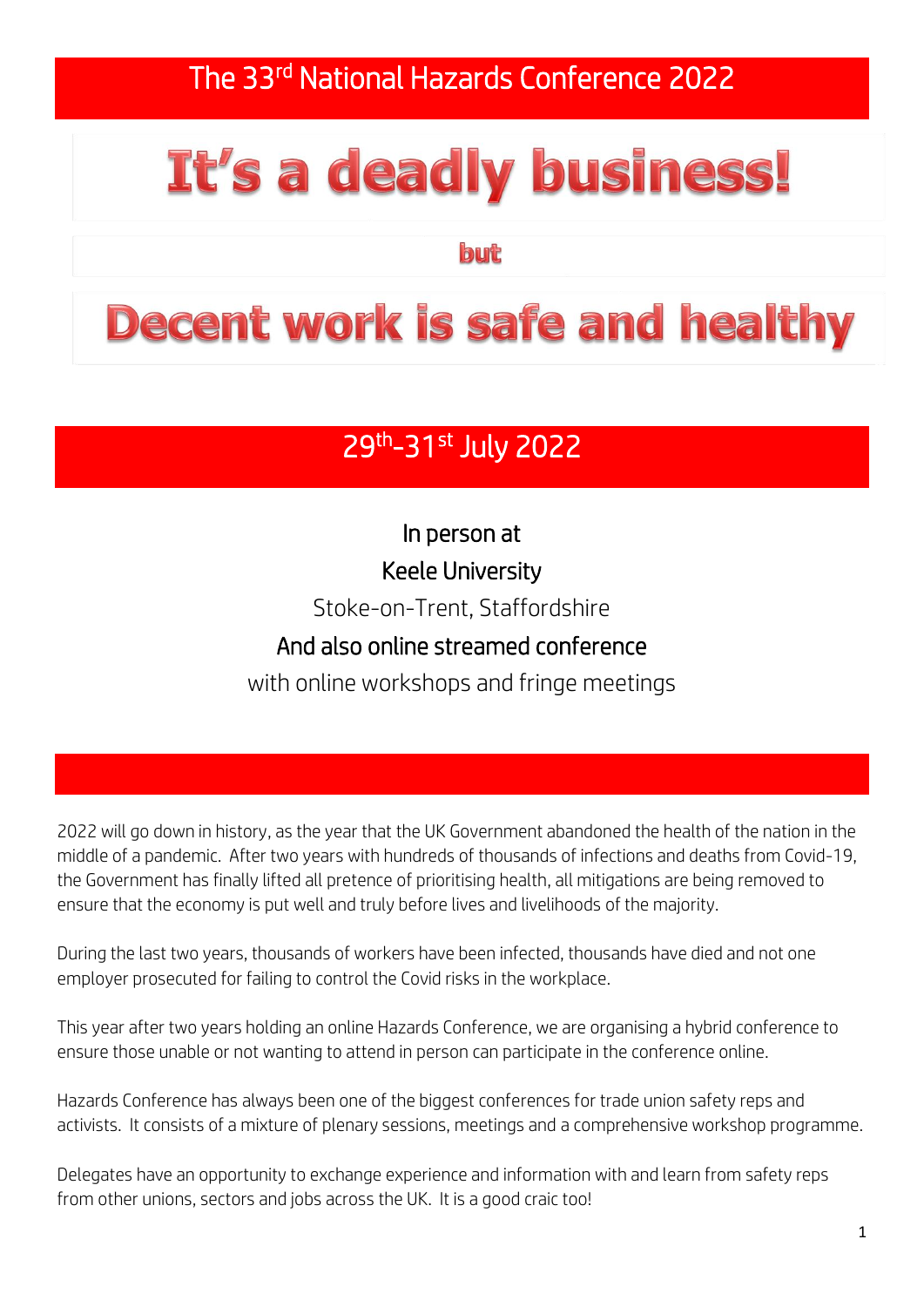# The 33rd National Hazards Conference 2022

# It's a deadly business!

**but**

# Decent work is safe and healthy

## 29th-31st July 2022

In person at

Keele University

Stoke-on-Trent, Staffordshire

And also online streamed conference

with online workshops and fringe meetings

2022 will go down in history, as the year that the UK Government abandoned the health of the nation in the middle of a pandemic. After two years with hundreds of thousands of infections and deaths from Covid-19, the Government has finally lifted all pretence of prioritising health, all mitigations are being removed to ensure that the economy is put well and truly before lives and livelihoods of the majority.

During the last two years, thousands of workers have been infected, thousands have died and not one employer prosecuted for failing to control the Covid risks in the workplace.

This year after two years holding an online Hazards Conference, we are organising a hybrid conference to ensure those unable or not wanting to attend in person can participate in the conference online.

Hazards Conference has always been one of the biggest conferences for trade union safety reps and activists. It consists of a mixture of plenary sessions, meetings and a comprehensive workshop programme.

Delegates have an opportunity to exchange experience and information with and learn from safety reps from other unions, sectors and jobs across the UK. It is a good craic too!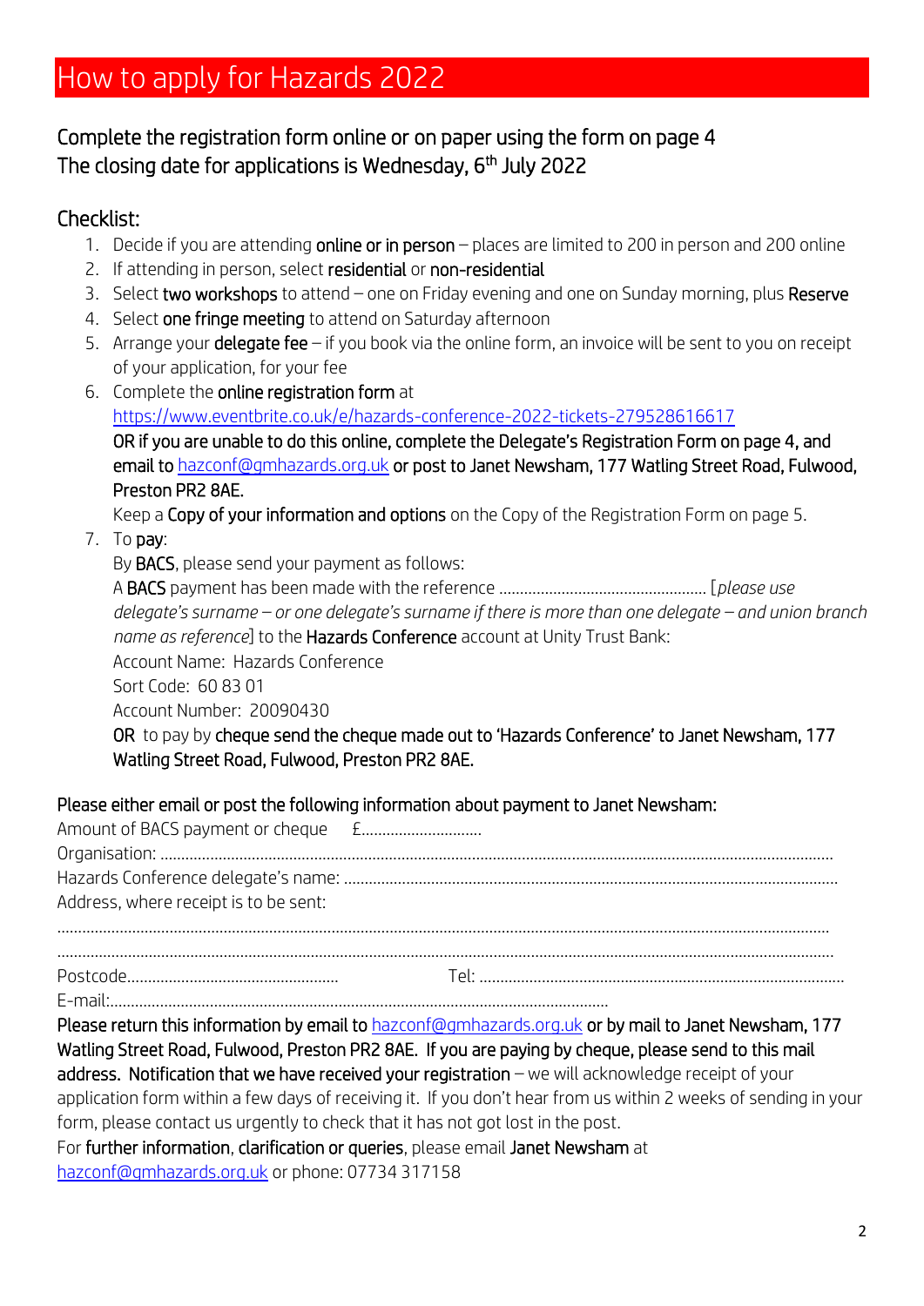# How to apply for Hazards 2022

## Complete the registration form online or on paper using the form on page 4
## The closing date for applications is Wednesday, 6th July 2022

## Checklist:

1. Decide if you are attending **online or in person** – places are limited to 200 in person and 200 online
2. If attending in person, select **residential** or **non-residential**
3. Select **two workshops** to attend – one on Friday evening and one on Sunday morning, plus **Reserve**
4. Select **one fringe meeting** to attend on Saturday afternoon
5. Arrange your **delegate fee** – if you book via the online form, an invoice will be sent to you on receipt of your application, for your fee
6. Complete the **online registration form** at https://www.eventbrite.co.uk/e/hazards-conference-2022-tickets-279528616617
   **OR if you are unable to do this online, complete the Delegate's Registration Form on page 4, and email to hazconf@gmhazards.org.uk or post to Janet Newsham, 177 Watling Street Road, Fulwood, Preston PR2 8AE.**
   Keep a **Copy of your information and options** on the Copy of the Registration Form on page 5.
7. To **pay**:
   By **BACS**, please send your payment as follows:
   A **BACS** payment has been made with the reference ………………………………………… [*please use delegate's surname – or one delegate's surname if there is more than one delegate – and union branch name as reference*] to the **Hazards Conference** account at Unity Trust Bank:
   Account Name: Hazards Conference
   Sort Code: 60 83 01
   Account Number: 20090430
   **OR** to pay by **cheque send the cheque made out to 'Hazards Conference' to Janet Newsham, 177 Watling Street Road, Fulwood, Preston PR2 8AE.**

**Please either email or post the following information about payment to Janet Newsham:**

Amount of BACS payment or cheque £………………………

Organisation: ……………………………………………………………………………………………………………

Hazards Conference delegate's name: ……………………………………………………………………………

Address, where receipt is to be sent:

……………………………………………………………………………………………………………………………

……………………………………………………………………………………………………………………………

Postcode…………………………………………… Tel: ……………………………………………………………

E-mail:……………………………………………………………………………………………

**Please return this information by email to hazconf@gmhazards.org.uk or by mail to Janet Newsham, 177 Watling Street Road, Fulwood, Preston PR2 8AE. If you are paying by cheque, please send to this mail address. Notification that we have received your registration** – we will acknowledge receipt of your application form within a few days of receiving it. If you don't hear from us within 2 weeks of sending in your form, please contact us urgently to check that it has not got lost in the post.

For **further information**, **clarification or queries**, please email **Janet Newsham** at hazconf@gmhazards.org.uk or phone: 07734 317158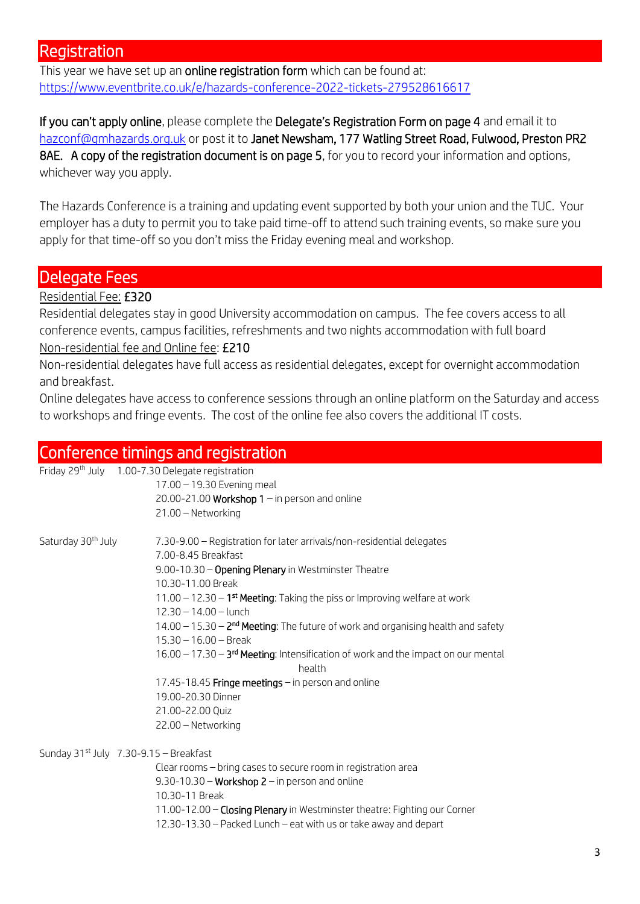## Registration

This year we have set up an **online registration form** which can be found at: https://www.eventbrite.co.uk/e/hazards-conference-2022-tickets-279528616617

**If you can't apply online**, please complete the **Delegate's Registration Form on page 4** and email it to hazconf@gmhazards.org.uk or post it to **Janet Newsham, 177 Watling Street Road, Fulwood, Preston PR2 8AE.** **A copy of the registration document is on page 5**, for you to record your information and options, whichever way you apply.

The Hazards Conference is a training and updating event supported by both your union and the TUC. Your employer has a duty to permit you to take paid time-off to attend such training events, so make sure you apply for that time-off so you don't miss the Friday evening meal and workshop.

## Delegate Fees

Residential Fee: **£320**

Residential delegates stay in good University accommodation on campus. The fee covers access to all conference events, campus facilities, refreshments and two nights accommodation with full board

Non-residential fee and Online fee: **£210**

Non-residential delegates have full access as residential delegates, except for overnight accommodation and breakfast.

Online delegates have access to conference sessions through an online platform on the Saturday and access to workshops and fringe events. The cost of the online fee also covers the additional IT costs.

## Conference timings and registration

**Friday 29th July**

- 1.00-7.30 Delegate registration
- 17.00 – 19.30 Evening meal
- 20.00-21.00 **Workshop 1** – in person and online
- 21.00 – Networking

**Saturday 30th July**

- 7.30-9.00 – Registration for later arrivals/non-residential delegates
- 7.00-8.45 Breakfast
- 9.00-10.30 – **Opening Plenary** in Westminster Theatre
- 10.30-11.00 Break
- 11.00 – 12.30 – **1st Meeting**: Taking the piss or Improving welfare at work
- 12.30 – 14.00 – lunch
- 14.00 – 15.30 – **2nd Meeting**: The future of work and organising health and safety
- 15.30 – 16.00 – Break
- 16.00 – 17.30 – **3rd Meeting**: Intensification of work and the impact on our mental health
- 17.45-18.45 **Fringe meetings** – in person and online
- 19.00-20.30 Dinner
- 21.00-22.00 Quiz
- 22.00 – Networking

**Sunday 31st July**

- 7.30-9.15 – Breakfast
- Clear rooms – bring cases to secure room in registration area
- 9.30-10.30 – **Workshop 2** – in person and online
- 10.30-11 Break
- 11.00-12.00 – **Closing Plenary** in Westminster theatre: Fighting our Corner
- 12.30-13.30 – Packed Lunch – eat with us or take away and depart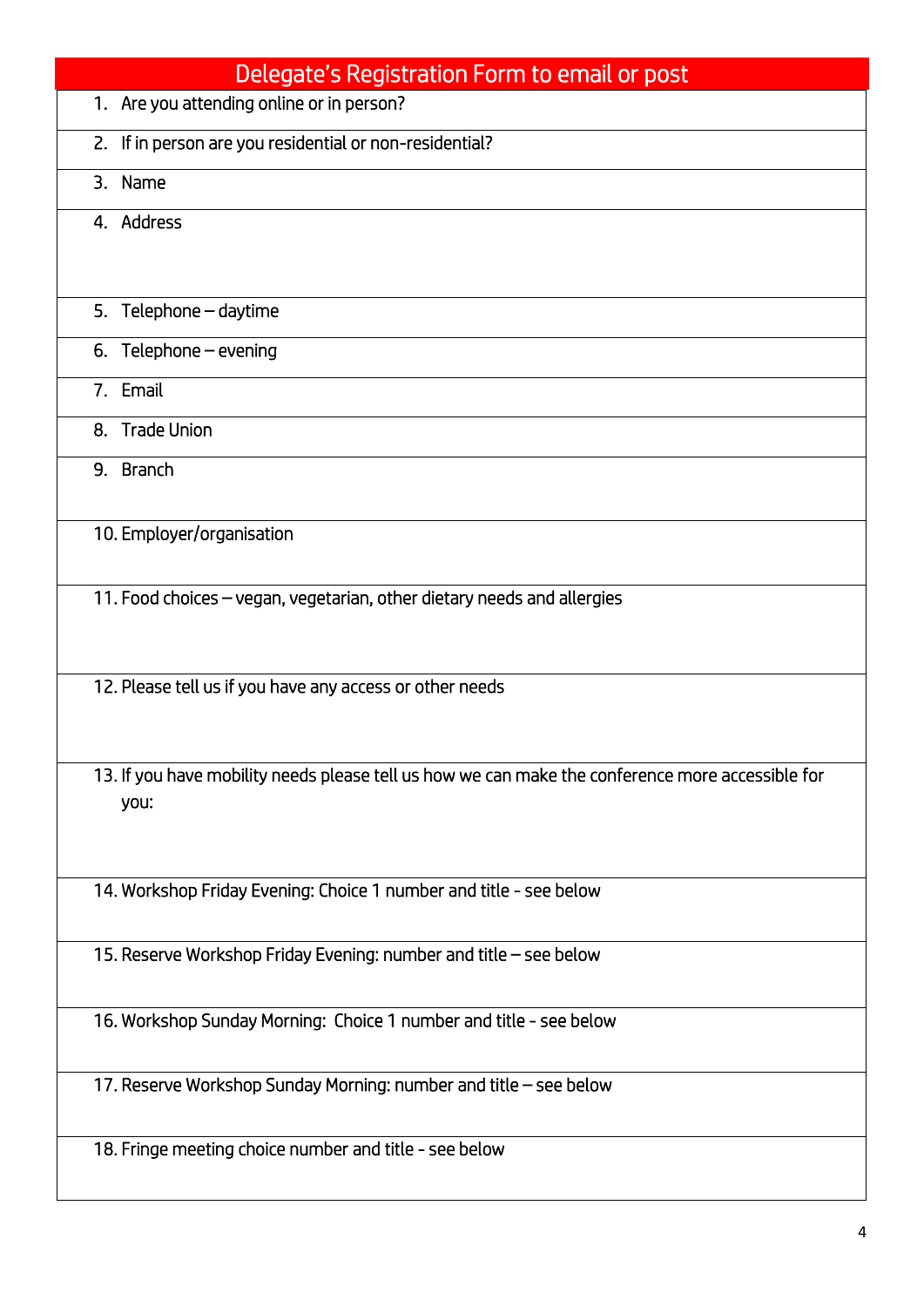## Delegate's Registration Form to email or post

| Delegate's Registration Form to email or post |
|---|
| 1. Are you attending online or in person? |
| 2. If in person are you residential or non-residential? |
| 3. Name |
| 4. Address |
| 5. Telephone – daytime |
| 6. Telephone – evening |
| 7. Email |
| 8. Trade Union |
| 9. Branch |
| 10. Employer/organisation |
| 11. Food choices – vegan, vegetarian, other dietary needs and allergies |
| 12. Please tell us if you have any access or other needs |
| 13. If you have mobility needs please tell us how we can make the conference more accessible for you: |
| 14. Workshop Friday Evening: Choice 1 number and title - see below |
| 15. Reserve Workshop Friday Evening: number and title – see below |
| 16. Workshop Sunday Morning: Choice 1 number and title - see below |
| 17. Reserve Workshop Sunday Morning: number and title – see below |
| 18. Fringe meeting choice number and title - see below |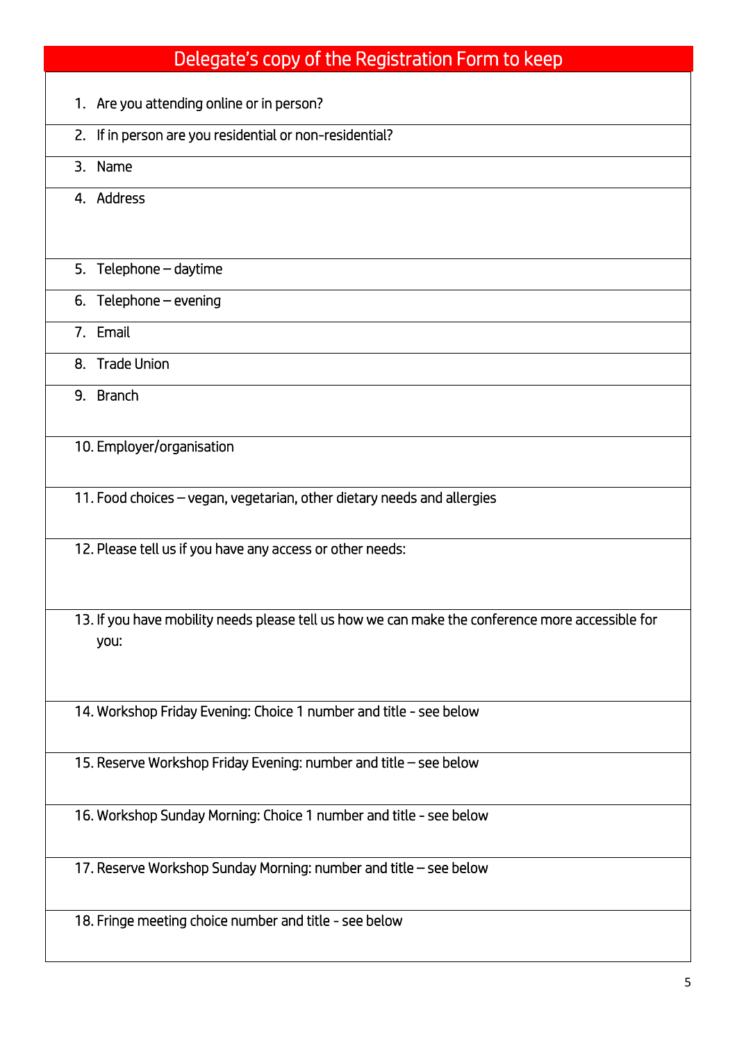# Delegate's copy of the Registration Form to keep

1. Are you attending online or in person?
2. If in person are you residential or non-residential?
3. Name
4. Address
5. Telephone – daytime
6. Telephone – evening
7. Email
8. Trade Union
9. Branch
10. Employer/organisation
11. Food choices – vegan, vegetarian, other dietary needs and allergies
12. Please tell us if you have any access or other needs:
13. If you have mobility needs please tell us how we can make the conference more accessible for you:
14. Workshop Friday Evening: Choice 1 number and title - see below
15. Reserve Workshop Friday Evening: number and title – see below
16. Workshop Sunday Morning: Choice 1 number and title - see below
17. Reserve Workshop Sunday Morning: number and title – see below
18. Fringe meeting choice number and title - see below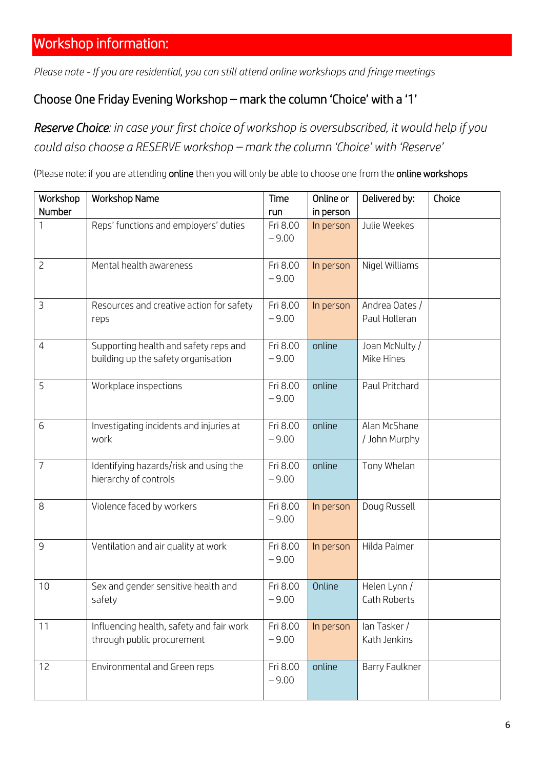## Workshop information:

*Please note - If you are residential, you can still attend online workshops and fringe meetings*

### Choose One Friday Evening Workshop – mark the column 'Choice' with a '1'

***Reserve Choice**: in case your first choice of workshop is oversubscribed, it would help if you could also choose a RESERVE workshop – mark the column 'Choice' with 'Reserve'*

(Please note: if you are attending **online** then you will only be able to choose one from the **online workshops**

| Workshop Number | Workshop Name | Time run | Online or in person | Delivered by: | Choice |
|---|---|---|---|---|---|
| 1 | Reps' functions and employers' duties | Fri 8.00 – 9.00 | In person | Julie Weekes | |
| 2 | Mental health awareness | Fri 8.00 – 9.00 | In person | Nigel Williams | |
| 3 | Resources and creative action for safety reps | Fri 8.00 – 9.00 | In person | Andrea Oates / Paul Holleran | |
| 4 | Supporting health and safety reps and building up the safety organisation | Fri 8.00 – 9.00 | online | Joan McNulty / Mike Hines | |
| 5 | Workplace inspections | Fri 8.00 – 9.00 | online | Paul Pritchard | |
| 6 | Investigating incidents and injuries at work | Fri 8.00 – 9.00 | online | Alan McShane / John Murphy | |
| 7 | Identifying hazards/risk and using the hierarchy of controls | Fri 8.00 – 9.00 | online | Tony Whelan | |
| 8 | Violence faced by workers | Fri 8.00 – 9.00 | In person | Doug Russell | |
| 9 | Ventilation and air quality at work | Fri 8.00 – 9.00 | In person | Hilda Palmer | |
| 10 | Sex and gender sensitive health and safety | Fri 8.00 – 9.00 | Online | Helen Lynn / Cath Roberts | |
| 11 | Influencing health, safety and fair work through public procurement | Fri 8.00 – 9.00 | In person | Ian Tasker / Kath Jenkins | |
| 12 | Environmental and Green reps | Fri 8.00 – 9.00 | online | Barry Faulkner | |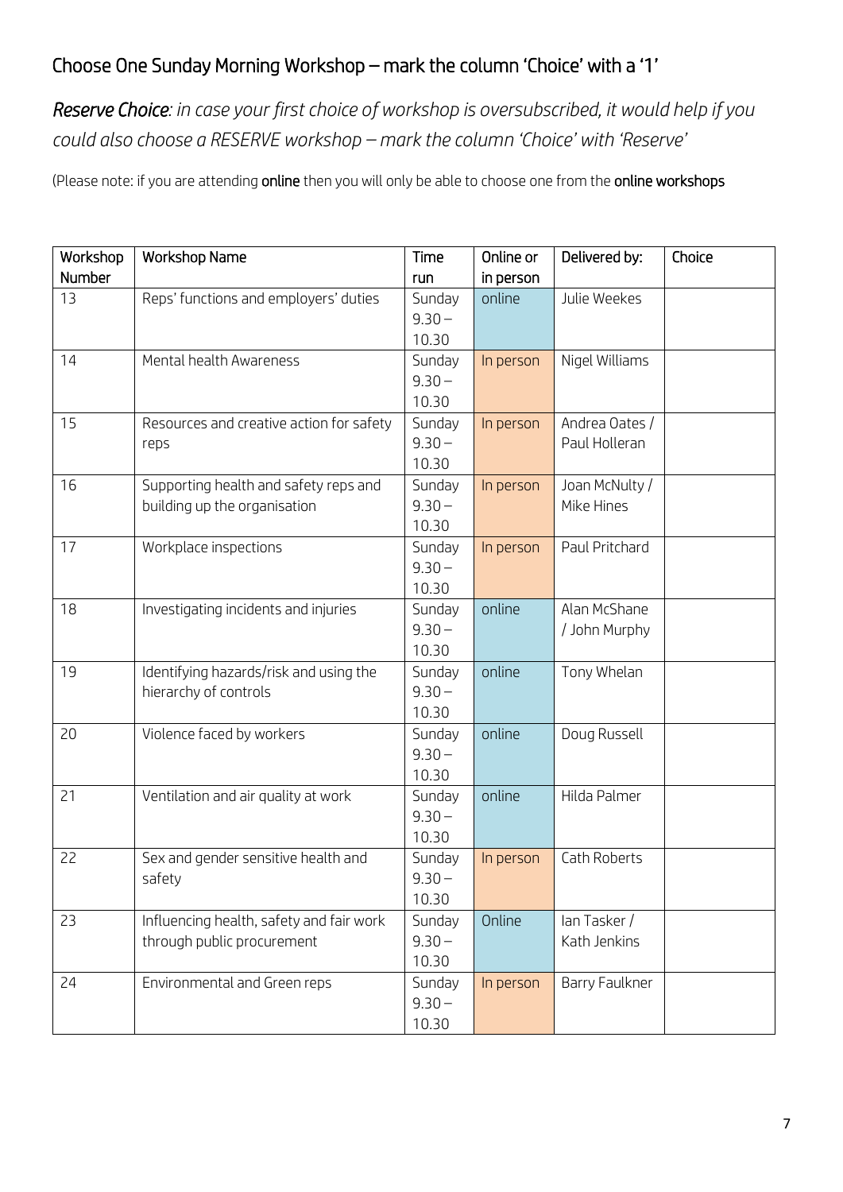## Choose One Sunday Morning Workshop – mark the column 'Choice' with a '1'

***Reserve Choice**: in case your first choice of workshop is oversubscribed, it would help if you could also choose a RESERVE workshop – mark the column 'Choice' with 'Reserve'*

(Please note: if you are attending **online** then you will only be able to choose one from the **online workshops**

| Workshop Number | Workshop Name | Time run | Online or in person | Delivered by: | Choice |
|---|---|---|---|---|---|
| 13 | Reps' functions and employers' duties | Sunday 9.30 – 10.30 | online | Julie Weekes | |
| 14 | Mental health Awareness | Sunday 9.30 – 10.30 | In person | Nigel Williams | |
| 15 | Resources and creative action for safety reps | Sunday 9.30 – 10.30 | In person | Andrea Oates / Paul Holleran | |
| 16 | Supporting health and safety reps and building up the organisation | Sunday 9.30 – 10.30 | In person | Joan McNulty / Mike Hines | |
| 17 | Workplace inspections | Sunday 9.30 – 10.30 | In person | Paul Pritchard | |
| 18 | Investigating incidents and injuries | Sunday 9.30 – 10.30 | online | Alan McShane / John Murphy | |
| 19 | Identifying hazards/risk and using the hierarchy of controls | Sunday 9.30 – 10.30 | online | Tony Whelan | |
| 20 | Violence faced by workers | Sunday 9.30 – 10.30 | online | Doug Russell | |
| 21 | Ventilation and air quality at work | Sunday 9.30 – 10.30 | online | Hilda Palmer | |
| 22 | Sex and gender sensitive health and safety | Sunday 9.30 – 10.30 | In person | Cath Roberts | |
| 23 | Influencing health, safety and fair work through public procurement | Sunday 9.30 – 10.30 | Online | Ian Tasker / Kath Jenkins | |
| 24 | Environmental and Green reps | Sunday 9.30 – 10.30 | In person | Barry Faulkner | |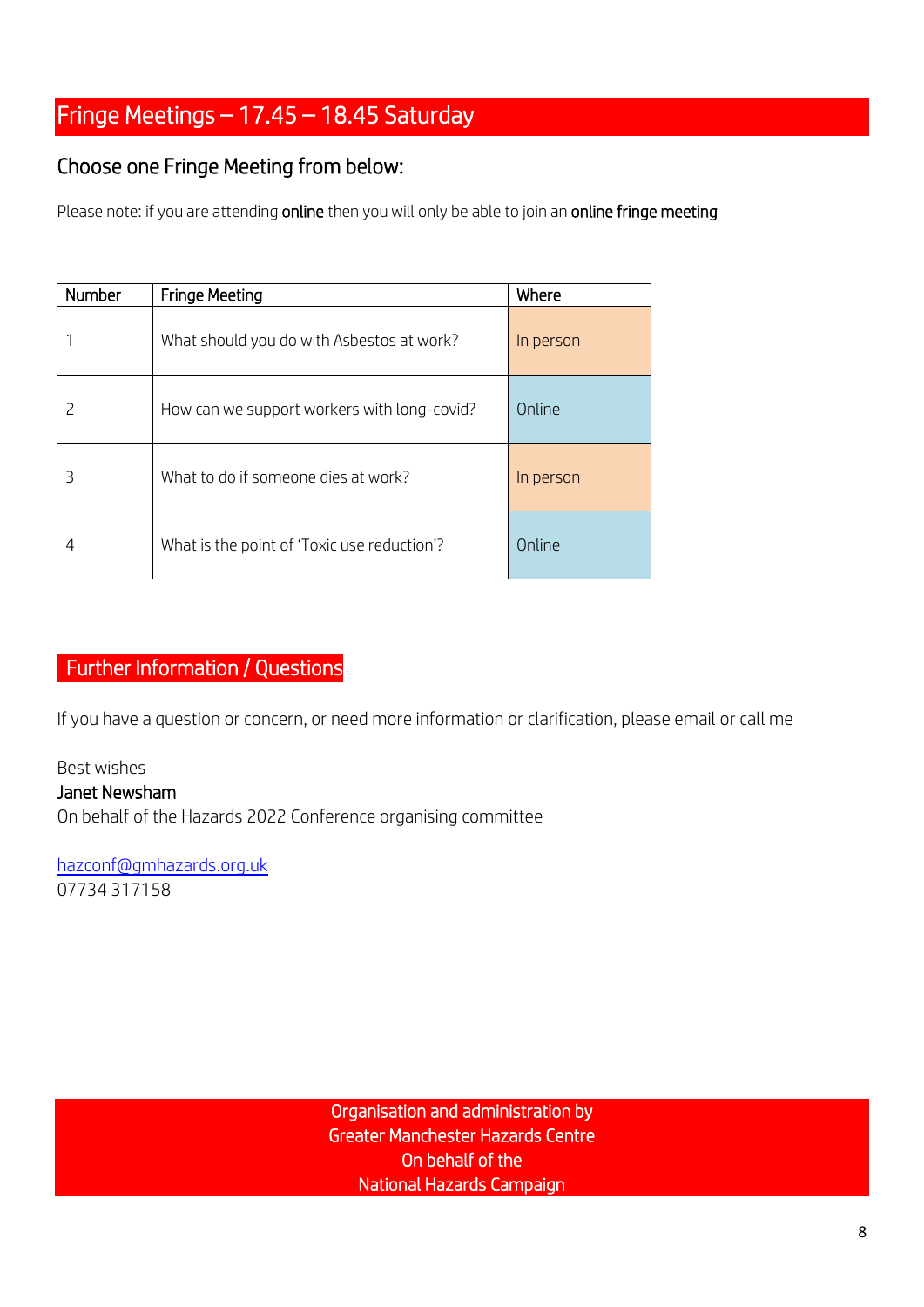## Fringe Meetings – 17.45 – 18.45 Saturday

### Choose one Fringe Meeting from below:

Please note: if you are attending **online** then you will only be able to join an **online fringe meeting**

| Number | Fringe Meeting | Where |
|---|---|---|
| 1 | What should you do with Asbestos at work? | In person |
| 2 | How can we support workers with long-covid? | Online |
| 3 | What to do if someone dies at work? | In person |
| 4 | What is the point of 'Toxic use reduction'? | Online |

## Further Information / Questions

If you have a question or concern, or need more information or clarification, please email or call me

Best wishes

**Janet Newsham**

On behalf of the Hazards 2022 Conference organising committee

hazconf@gmhazards.org.uk

07734 317158

Organisation and administration by
Greater Manchester Hazards Centre
On behalf of the
National Hazards Campaign